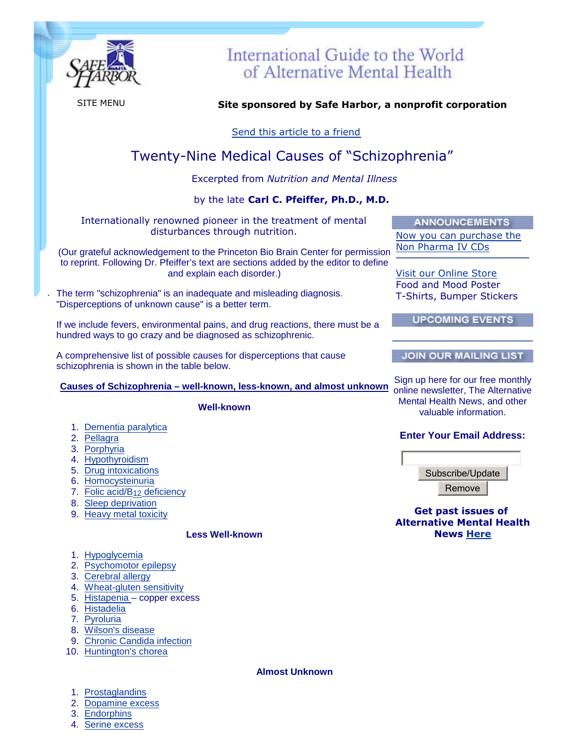# International Guide to the World of Alternative Mental Health

SITE MENU

**Site sponsored by Safe Harbor, a nonprofit corporation**

Send this article to a friend

## Twenty-Nine Medical Causes of "Schizophrenia"

Excerpted from *Nutrition and Mental Illness*

by the late **Carl C. Pfeiffer, Ph.D., M.D.**

Internationally renowned pioneer in the treatment of mental disturbances through nutrition.

(Our grateful acknowledgement to the Princeton Bio Brain Center for permission to reprint. Following Dr. Pfeiffer's text are sections added by the editor to define and explain each disorder.)

The term "schizophrenia" is an inadequate and misleading diagnosis. "Disperceptions of unknown cause" is a better term.

If we include fevers, environmental pains, and drug reactions, there must be a hundred ways to go crazy and be diagnosed as schizophrenic.

A comprehensive list of possible causes for disperceptions that cause schizophrenia is shown in the table below.

**Causes of Schizophrenia – well-known, less-known, and almost unknown**

**Well-known**

1. Dementia paralytica
2. Pellagra
3. Porphyria
4. Hypothyroidism
5. Drug intoxications
6. Homocysteinuria
7. Folic acid/$B_{12}$ deficiency
8. Sleep deprivation
9. Heavy metal toxicity

**Less Well-known**

1. Hypoglycemia
2. Psychomotor epilepsy
3. Cerebral allergy
4. Wheat-gluten sensitivity
5. Histapenia – copper excess
6. Histadelia
7. Pyroluria
8. Wilson's disease
9. Chronic Candida infection
10. Huntington's chorea

**Almost Unknown**

1. Prostaglandins
2. Dopamine excess
3. Endorphins
4. Serine excess

**ANNOUNCEMENTS**

Now you can purchase the Non Pharma IV CDs

Visit our Online Store
Food and Mood Poster
T-Shirts, Bumper Stickers

**UPCOMING EVENTS**

**JOIN OUR MAILING LIST**

Sign up here for our free monthly online newsletter, The Alternative Mental Health News, and other valuable information.

**Enter Your Email Address:**

Subscribe/Update

Remove

**Get past issues of Alternative Mental Health News Here**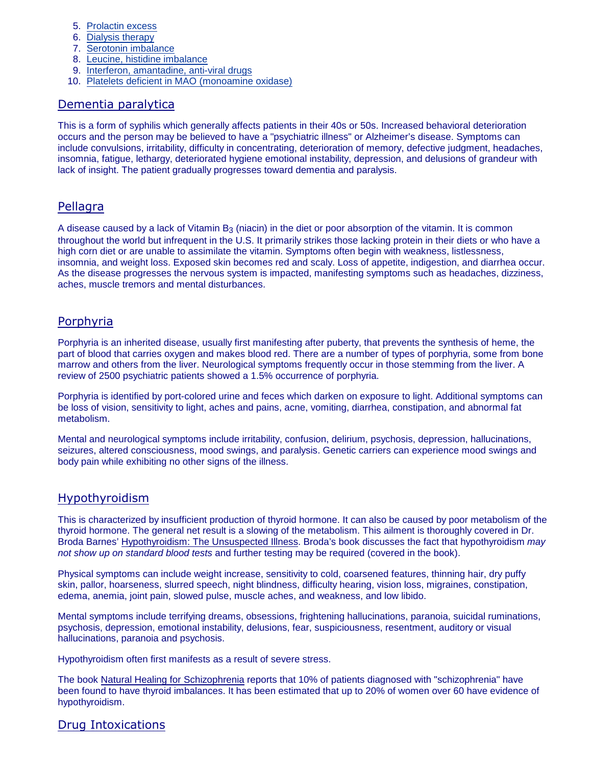5. Prolactin excess
6. Dialysis therapy
7. Serotonin imbalance
8. Leucine, histidine imbalance
9. Interferon, amantadine, anti-viral drugs
10. Platelets deficient in MAO (monoamine oxidase)

## Dementia paralytica

This is a form of syphilis which generally affects patients in their 40s or 50s. Increased behavioral deterioration occurs and the person may be believed to have a "psychiatric illness" or Alzheimer's disease. Symptoms can include convulsions, irritability, difficulty in concentrating, deterioration of memory, defective judgment, headaches, insomnia, fatigue, lethargy, deteriorated hygiene emotional instability, depression, and delusions of grandeur with lack of insight. The patient gradually progresses toward dementia and paralysis.

## Pellagra

A disease caused by a lack of Vitamin $B_3$ (niacin) in the diet or poor absorption of the vitamin. It is common throughout the world but infrequent in the U.S. It primarily strikes those lacking protein in their diets or who have a high corn diet or are unable to assimilate the vitamin. Symptoms often begin with weakness, listlessness, insomnia, and weight loss. Exposed skin becomes red and scaly. Loss of appetite, indigestion, and diarrhea occur. As the disease progresses the nervous system is impacted, manifesting symptoms such as headaches, dizziness, aches, muscle tremors and mental disturbances.

## Porphyria

Porphyria is an inherited disease, usually first manifesting after puberty, that prevents the synthesis of heme, the part of blood that carries oxygen and makes blood red. There are a number of types of porphyria, some from bone marrow and others from the liver. Neurological symptoms frequently occur in those stemming from the liver. A review of 2500 psychiatric patients showed a 1.5% occurrence of porphyria.

Porphyria is identified by port-colored urine and feces which darken on exposure to light. Additional symptoms can be loss of vision, sensitivity to light, aches and pains, acne, vomiting, diarrhea, constipation, and abnormal fat metabolism.

Mental and neurological symptoms include irritability, confusion, delirium, psychosis, depression, hallucinations, seizures, altered consciousness, mood swings, and paralysis. Genetic carriers can experience mood swings and body pain while exhibiting no other signs of the illness.

## Hypothyroidism

This is characterized by insufficient production of thyroid hormone. It can also be caused by poor metabolism of the thyroid hormone. The general net result is a slowing of the metabolism. This ailment is thoroughly covered in Dr. Broda Barnes' Hypothyroidism: The Unsuspected Illness. Broda's book discusses the fact that hypothyroidism *may not show up on standard blood tests* and further testing may be required (covered in the book).

Physical symptoms can include weight increase, sensitivity to cold, coarsened features, thinning hair, dry puffy skin, pallor, hoarseness, slurred speech, night blindness, difficulty hearing, vision loss, migraines, constipation, edema, anemia, joint pain, slowed pulse, muscle aches, and weakness, and low libido.

Mental symptoms include terrifying dreams, obsessions, frightening hallucinations, paranoia, suicidal ruminations, psychosis, depression, emotional instability, delusions, fear, suspiciousness, resentment, auditory or visual hallucinations, paranoia and psychosis.

Hypothyroidism often first manifests as a result of severe stress.

The book Natural Healing for Schizophrenia reports that 10% of patients diagnosed with "schizophrenia" have been found to have thyroid imbalances. It has been estimated that up to 20% of women over 60 have evidence of hypothyroidism.

## Drug Intoxications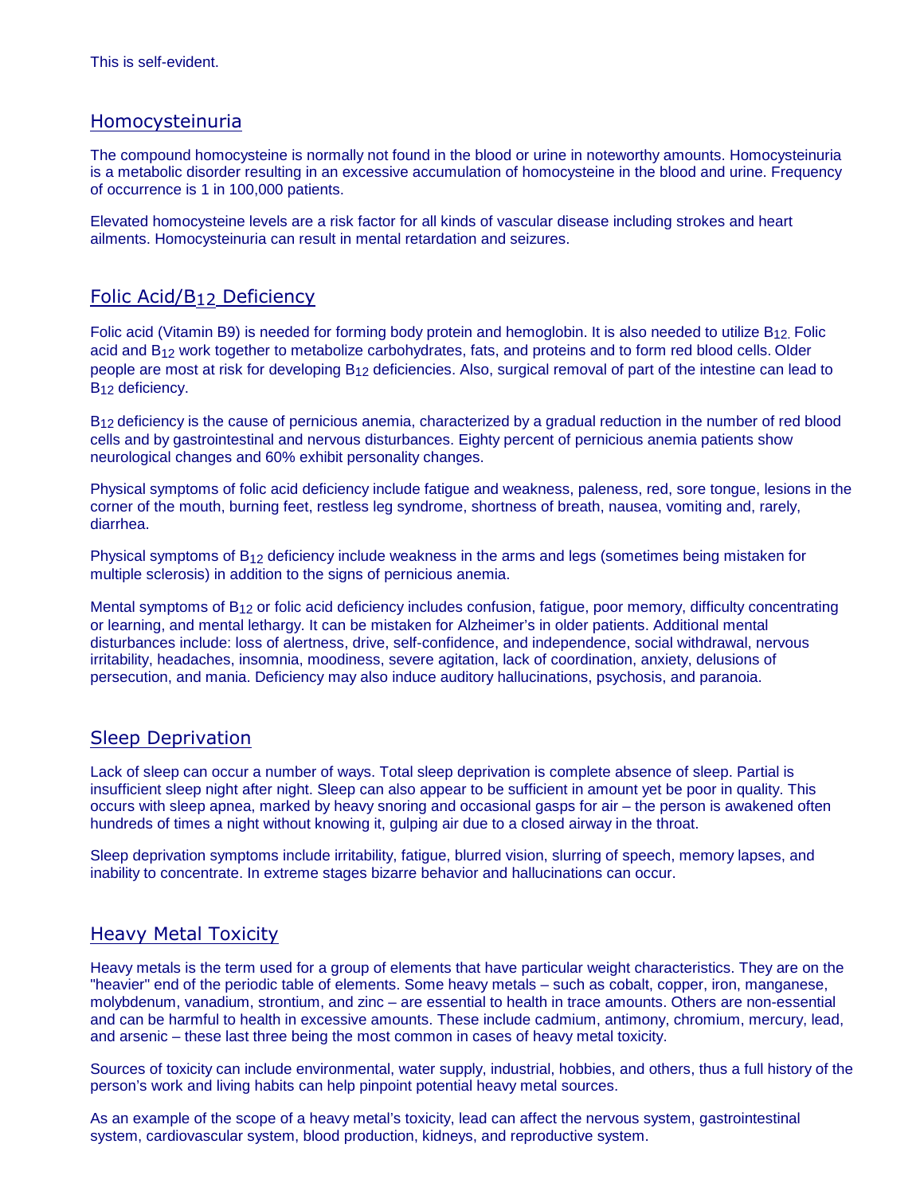This is self-evident.

## Homocysteinuria

The compound homocysteine is normally not found in the blood or urine in noteworthy amounts. Homocysteinuria is a metabolic disorder resulting in an excessive accumulation of homocysteine in the blood and urine. Frequency of occurrence is 1 in 100,000 patients.

Elevated homocysteine levels are a risk factor for all kinds of vascular disease including strokes and heart ailments. Homocysteinuria can result in mental retardation and seizures.

## Folic Acid/$B_{12}$ Deficiency

Folic acid (Vitamin B9) is needed for forming body protein and hemoglobin. It is also needed to utilize $B_{12}$. Folic acid and $B_{12}$ work together to metabolize carbohydrates, fats, and proteins and to form red blood cells. Older people are most at risk for developing $B_{12}$ deficiencies. Also, surgical removal of part of the intestine can lead to $B_{12}$ deficiency.

$B_{12}$ deficiency is the cause of pernicious anemia, characterized by a gradual reduction in the number of red blood cells and by gastrointestinal and nervous disturbances. Eighty percent of pernicious anemia patients show neurological changes and 60% exhibit personality changes.

Physical symptoms of folic acid deficiency include fatigue and weakness, paleness, red, sore tongue, lesions in the corner of the mouth, burning feet, restless leg syndrome, shortness of breath, nausea, vomiting and, rarely, diarrhea.

Physical symptoms of $B_{12}$ deficiency include weakness in the arms and legs (sometimes being mistaken for multiple sclerosis) in addition to the signs of pernicious anemia.

Mental symptoms of $B_{12}$ or folic acid deficiency includes confusion, fatigue, poor memory, difficulty concentrating or learning, and mental lethargy. It can be mistaken for Alzheimer's in older patients. Additional mental disturbances include: loss of alertness, drive, self-confidence, and independence, social withdrawal, nervous irritability, headaches, insomnia, moodiness, severe agitation, lack of coordination, anxiety, delusions of persecution, and mania. Deficiency may also induce auditory hallucinations, psychosis, and paranoia.

## Sleep Deprivation

Lack of sleep can occur a number of ways. Total sleep deprivation is complete absence of sleep. Partial is insufficient sleep night after night. Sleep can also appear to be sufficient in amount yet be poor in quality. This occurs with sleep apnea, marked by heavy snoring and occasional gasps for air – the person is awakened often hundreds of times a night without knowing it, gulping air due to a closed airway in the throat.

Sleep deprivation symptoms include irritability, fatigue, blurred vision, slurring of speech, memory lapses, and inability to concentrate. In extreme stages bizarre behavior and hallucinations can occur.

## Heavy Metal Toxicity

Heavy metals is the term used for a group of elements that have particular weight characteristics. They are on the "heavier" end of the periodic table of elements. Some heavy metals – such as cobalt, copper, iron, manganese, molybdenum, vanadium, strontium, and zinc – are essential to health in trace amounts. Others are non-essential and can be harmful to health in excessive amounts. These include cadmium, antimony, chromium, mercury, lead, and arsenic – these last three being the most common in cases of heavy metal toxicity.

Sources of toxicity can include environmental, water supply, industrial, hobbies, and others, thus a full history of the person's work and living habits can help pinpoint potential heavy metal sources.

As an example of the scope of a heavy metal's toxicity, lead can affect the nervous system, gastrointestinal system, cardiovascular system, blood production, kidneys, and reproductive system.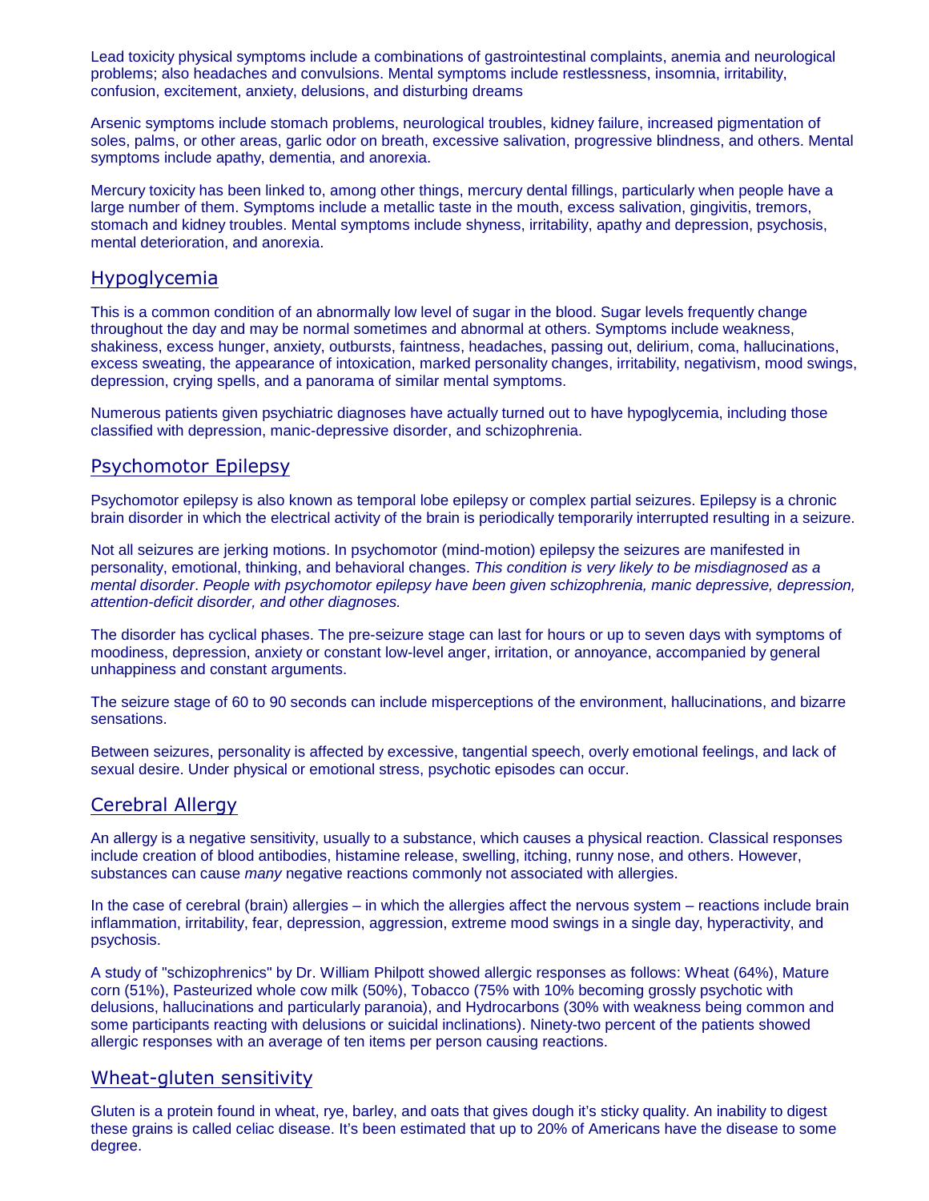Lead toxicity physical symptoms include a combinations of gastrointestinal complaints, anemia and neurological problems; also headaches and convulsions. Mental symptoms include restlessness, insomnia, irritability, confusion, excitement, anxiety, delusions, and disturbing dreams

Arsenic symptoms include stomach problems, neurological troubles, kidney failure, increased pigmentation of soles, palms, or other areas, garlic odor on breath, excessive salivation, progressive blindness, and others. Mental symptoms include apathy, dementia, and anorexia.

Mercury toxicity has been linked to, among other things, mercury dental fillings, particularly when people have a large number of them. Symptoms include a metallic taste in the mouth, excess salivation, gingivitis, tremors, stomach and kidney troubles. Mental symptoms include shyness, irritability, apathy and depression, psychosis, mental deterioration, and anorexia.

## Hypoglycemia

This is a common condition of an abnormally low level of sugar in the blood. Sugar levels frequently change throughout the day and may be normal sometimes and abnormal at others. Symptoms include weakness, shakiness, excess hunger, anxiety, outbursts, faintness, headaches, passing out, delirium, coma, hallucinations, excess sweating, the appearance of intoxication, marked personality changes, irritability, negativism, mood swings, depression, crying spells, and a panorama of similar mental symptoms.

Numerous patients given psychiatric diagnoses have actually turned out to have hypoglycemia, including those classified with depression, manic-depressive disorder, and schizophrenia.

## Psychomotor Epilepsy

Psychomotor epilepsy is also known as temporal lobe epilepsy or complex partial seizures. Epilepsy is a chronic brain disorder in which the electrical activity of the brain is periodically temporarily interrupted resulting in a seizure.

Not all seizures are jerking motions. In psychomotor (mind-motion) epilepsy the seizures are manifested in personality, emotional, thinking, and behavioral changes. *This condition is very likely to be misdiagnosed as a mental disorder*. *People with psychomotor epilepsy have been given schizophrenia, manic depressive, depression, attention-deficit disorder, and other diagnoses.*

The disorder has cyclical phases. The pre-seizure stage can last for hours or up to seven days with symptoms of moodiness, depression, anxiety or constant low-level anger, irritation, or annoyance, accompanied by general unhappiness and constant arguments.

The seizure stage of 60 to 90 seconds can include misperceptions of the environment, hallucinations, and bizarre sensations.

Between seizures, personality is affected by excessive, tangential speech, overly emotional feelings, and lack of sexual desire. Under physical or emotional stress, psychotic episodes can occur.

## Cerebral Allergy

An allergy is a negative sensitivity, usually to a substance, which causes a physical reaction. Classical responses include creation of blood antibodies, histamine release, swelling, itching, runny nose, and others. However, substances can cause *many* negative reactions commonly not associated with allergies.

In the case of cerebral (brain) allergies – in which the allergies affect the nervous system – reactions include brain inflammation, irritability, fear, depression, aggression, extreme mood swings in a single day, hyperactivity, and psychosis.

A study of "schizophrenics" by Dr. William Philpott showed allergic responses as follows: Wheat (64%), Mature corn (51%), Pasteurized whole cow milk (50%), Tobacco (75% with 10% becoming grossly psychotic with delusions, hallucinations and particularly paranoia), and Hydrocarbons (30% with weakness being common and some participants reacting with delusions or suicidal inclinations). Ninety-two percent of the patients showed allergic responses with an average of ten items per person causing reactions.

## Wheat-gluten sensitivity

Gluten is a protein found in wheat, rye, barley, and oats that gives dough it's sticky quality. An inability to digest these grains is called celiac disease. It's been estimated that up to 20% of Americans have the disease to some degree.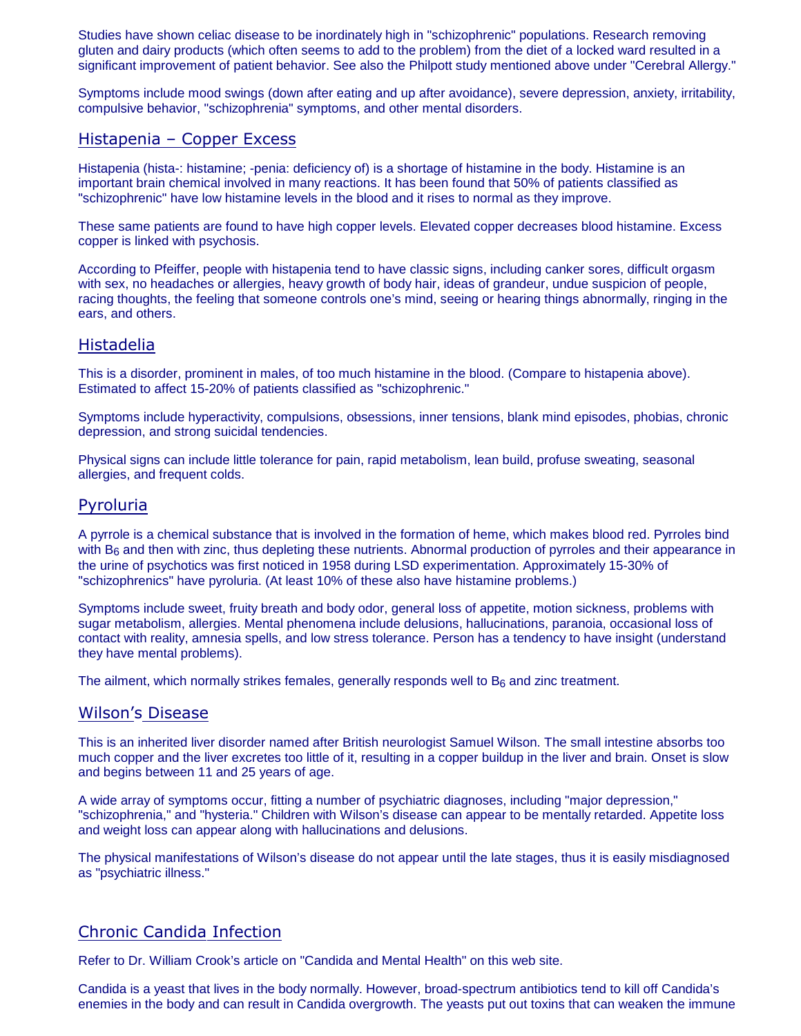Studies have shown celiac disease to be inordinately high in "schizophrenic" populations. Research removing gluten and dairy products (which often seems to add to the problem) from the diet of a locked ward resulted in a significant improvement of patient behavior. See also the Philpott study mentioned above under "Cerebral Allergy."

Symptoms include mood swings (down after eating and up after avoidance), severe depression, anxiety, irritability, compulsive behavior, "schizophrenia" symptoms, and other mental disorders.

## Histapenia – Copper Excess

Histapenia (hista-: histamine; -penia: deficiency of) is a shortage of histamine in the body. Histamine is an important brain chemical involved in many reactions. It has been found that 50% of patients classified as "schizophrenic" have low histamine levels in the blood and it rises to normal as they improve.

These same patients are found to have high copper levels. Elevated copper decreases blood histamine. Excess copper is linked with psychosis.

According to Pfeiffer, people with histapenia tend to have classic signs, including canker sores, difficult orgasm with sex, no headaches or allergies, heavy growth of body hair, ideas of grandeur, undue suspicion of people, racing thoughts, the feeling that someone controls one's mind, seeing or hearing things abnormally, ringing in the ears, and others.

## Histadelia

This is a disorder, prominent in males, of too much histamine in the blood. (Compare to histapenia above). Estimated to affect 15-20% of patients classified as "schizophrenic."

Symptoms include hyperactivity, compulsions, obsessions, inner tensions, blank mind episodes, phobias, chronic depression, and strong suicidal tendencies.

Physical signs can include little tolerance for pain, rapid metabolism, lean build, profuse sweating, seasonal allergies, and frequent colds.

## Pyroluria

A pyrrole is a chemical substance that is involved in the formation of heme, which makes blood red. Pyrroles bind with $B_6$ and then with zinc, thus depleting these nutrients. Abnormal production of pyrroles and their appearance in the urine of psychotics was first noticed in 1958 during LSD experimentation. Approximately 15-30% of "schizophrenics" have pyroluria. (At least 10% of these also have histamine problems.)

Symptoms include sweet, fruity breath and body odor, general loss of appetite, motion sickness, problems with sugar metabolism, allergies. Mental phenomena include delusions, hallucinations, paranoia, occasional loss of contact with reality, amnesia spells, and low stress tolerance. Person has a tendency to have insight (understand they have mental problems).

The ailment, which normally strikes females, generally responds well to $B_6$ and zinc treatment.

## Wilson's Disease

This is an inherited liver disorder named after British neurologist Samuel Wilson. The small intestine absorbs too much copper and the liver excretes too little of it, resulting in a copper buildup in the liver and brain. Onset is slow and begins between 11 and 25 years of age.

A wide array of symptoms occur, fitting a number of psychiatric diagnoses, including "major depression," "schizophrenia," and "hysteria." Children with Wilson's disease can appear to be mentally retarded. Appetite loss and weight loss can appear along with hallucinations and delusions.

The physical manifestations of Wilson's disease do not appear until the late stages, thus it is easily misdiagnosed as "psychiatric illness."

## Chronic Candida Infection

Refer to Dr. William Crook's article on "Candida and Mental Health" on this web site.

Candida is a yeast that lives in the body normally. However, broad-spectrum antibiotics tend to kill off Candida's enemies in the body and can result in Candida overgrowth. The yeasts put out toxins that can weaken the immune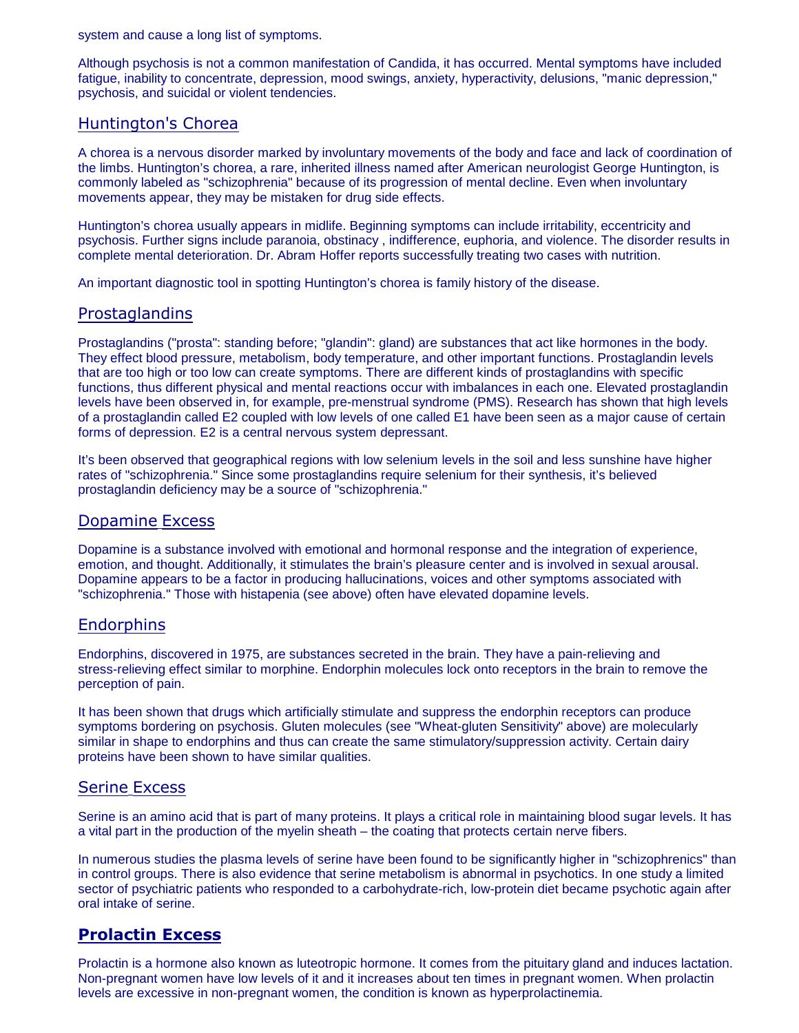system and cause a long list of symptoms.

Although psychosis is not a common manifestation of Candida, it has occurred. Mental symptoms have included fatigue, inability to concentrate, depression, mood swings, anxiety, hyperactivity, delusions, "manic depression," psychosis, and suicidal or violent tendencies.

## Huntington's Chorea

A chorea is a nervous disorder marked by involuntary movements of the body and face and lack of coordination of the limbs. Huntington's chorea, a rare, inherited illness named after American neurologist George Huntington, is commonly labeled as "schizophrenia" because of its progression of mental decline. Even when involuntary movements appear, they may be mistaken for drug side effects.

Huntington's chorea usually appears in midlife. Beginning symptoms can include irritability, eccentricity and psychosis. Further signs include paranoia, obstinacy , indifference, euphoria, and violence. The disorder results in complete mental deterioration. Dr. Abram Hoffer reports successfully treating two cases with nutrition.

An important diagnostic tool in spotting Huntington's chorea is family history of the disease.

## Prostaglandins

Prostaglandins ("prosta": standing before; "glandin": gland) are substances that act like hormones in the body. They effect blood pressure, metabolism, body temperature, and other important functions. Prostaglandin levels that are too high or too low can create symptoms. There are different kinds of prostaglandins with specific functions, thus different physical and mental reactions occur with imbalances in each one. Elevated prostaglandin levels have been observed in, for example, pre-menstrual syndrome (PMS). Research has shown that high levels of a prostaglandin called E2 coupled with low levels of one called E1 have been seen as a major cause of certain forms of depression. E2 is a central nervous system depressant.

It's been observed that geographical regions with low selenium levels in the soil and less sunshine have higher rates of "schizophrenia." Since some prostaglandins require selenium for their synthesis, it's believed prostaglandin deficiency may be a source of "schizophrenia."

## Dopamine Excess

Dopamine is a substance involved with emotional and hormonal response and the integration of experience, emotion, and thought. Additionally, it stimulates the brain's pleasure center and is involved in sexual arousal. Dopamine appears to be a factor in producing hallucinations, voices and other symptoms associated with "schizophrenia." Those with histapenia (see above) often have elevated dopamine levels.

## Endorphins

Endorphins, discovered in 1975, are substances secreted in the brain. They have a pain-relieving and stress-relieving effect similar to morphine. Endorphin molecules lock onto receptors in the brain to remove the perception of pain.

It has been shown that drugs which artificially stimulate and suppress the endorphin receptors can produce symptoms bordering on psychosis. Gluten molecules (see "Wheat-gluten Sensitivity" above) are molecularly similar in shape to endorphins and thus can create the same stimulatory/suppression activity. Certain dairy proteins have been shown to have similar qualities.

## Serine Excess

Serine is an amino acid that is part of many proteins. It plays a critical role in maintaining blood sugar levels. It has a vital part in the production of the myelin sheath – the coating that protects certain nerve fibers.

In numerous studies the plasma levels of serine have been found to be significantly higher in "schizophrenics" than in control groups. There is also evidence that serine metabolism is abnormal in psychotics. In one study a limited sector of psychiatric patients who responded to a carbohydrate-rich, low-protein diet became psychotic again after oral intake of serine.

## **Prolactin Excess**

Prolactin is a hormone also known as luteotropic hormone. It comes from the pituitary gland and induces lactation. Non-pregnant women have low levels of it and it increases about ten times in pregnant women. When prolactin levels are excessive in non-pregnant women, the condition is known as hyperprolactinemia.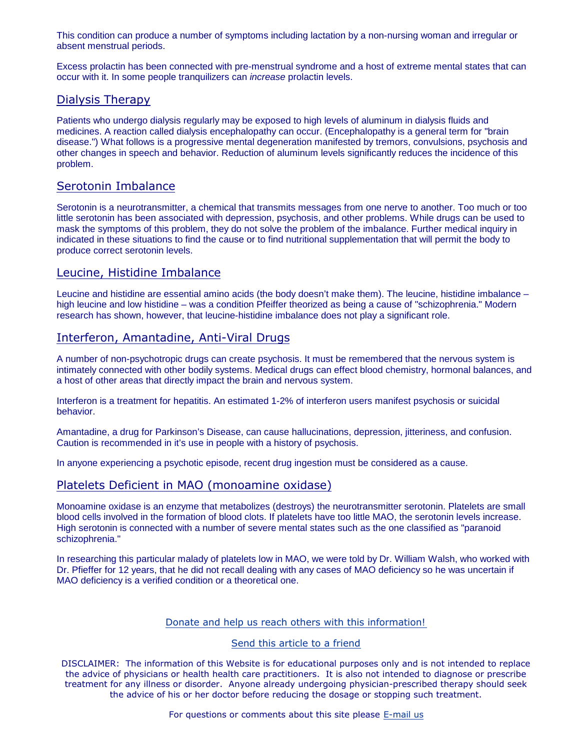This condition can produce a number of symptoms including lactation by a non-nursing woman and irregular or absent menstrual periods.

Excess prolactin has been connected with pre-menstrual syndrome and a host of extreme mental states that can occur with it. In some people tranquilizers can *increase* prolactin levels.

## Dialysis Therapy

Patients who undergo dialysis regularly may be exposed to high levels of aluminum in dialysis fluids and medicines. A reaction called dialysis encephalopathy can occur. (Encephalopathy is a general term for "brain disease.") What follows is a progressive mental degeneration manifested by tremors, convulsions, psychosis and other changes in speech and behavior. Reduction of aluminum levels significantly reduces the incidence of this problem.

## Serotonin Imbalance

Serotonin is a neurotransmitter, a chemical that transmits messages from one nerve to another. Too much or too little serotonin has been associated with depression, psychosis, and other problems. While drugs can be used to mask the symptoms of this problem, they do not solve the problem of the imbalance. Further medical inquiry in indicated in these situations to find the cause or to find nutritional supplementation that will permit the body to produce correct serotonin levels.

## Leucine, Histidine Imbalance

Leucine and histidine are essential amino acids (the body doesn't make them). The leucine, histidine imbalance – high leucine and low histidine – was a condition Pfeiffer theorized as being a cause of "schizophrenia." Modern research has shown, however, that leucine-histidine imbalance does not play a significant role.

## Interferon, Amantadine, Anti-Viral Drugs

A number of non-psychotropic drugs can create psychosis. It must be remembered that the nervous system is intimately connected with other bodily systems. Medical drugs can effect blood chemistry, hormonal balances, and a host of other areas that directly impact the brain and nervous system.

Interferon is a treatment for hepatitis. An estimated 1-2% of interferon users manifest psychosis or suicidal behavior.

Amantadine, a drug for Parkinson's Disease, can cause hallucinations, depression, jitteriness, and confusion. Caution is recommended in it's use in people with a history of psychosis.

In anyone experiencing a psychotic episode, recent drug ingestion must be considered as a cause.

## Platelets Deficient in MAO (monoamine oxidase)

Monoamine oxidase is an enzyme that metabolizes (destroys) the neurotransmitter serotonin. Platelets are small blood cells involved in the formation of blood clots. If platelets have too little MAO, the serotonin levels increase. High serotonin is connected with a number of severe mental states such as the one classified as "paranoid schizophrenia."

In researching this particular malady of platelets low in MAO, we were told by Dr. William Walsh, who worked with Dr. Pfeiffer for 12 years, that he did not recall dealing with any cases of MAO deficiency so he was uncertain if MAO deficiency is a verified condition or a theoretical one.

Donate and help us reach others with this information!

Send this article to a friend

DISCLAIMER: The information of this Website is for educational purposes only and is not intended to replace the advice of physicians or health health care practitioners. It is also not intended to diagnose or prescribe treatment for any illness or disorder. Anyone already undergoing physician-prescribed therapy should seek the advice of his or her doctor before reducing the dosage or stopping such treatment.

For questions or comments about this site please E-mail us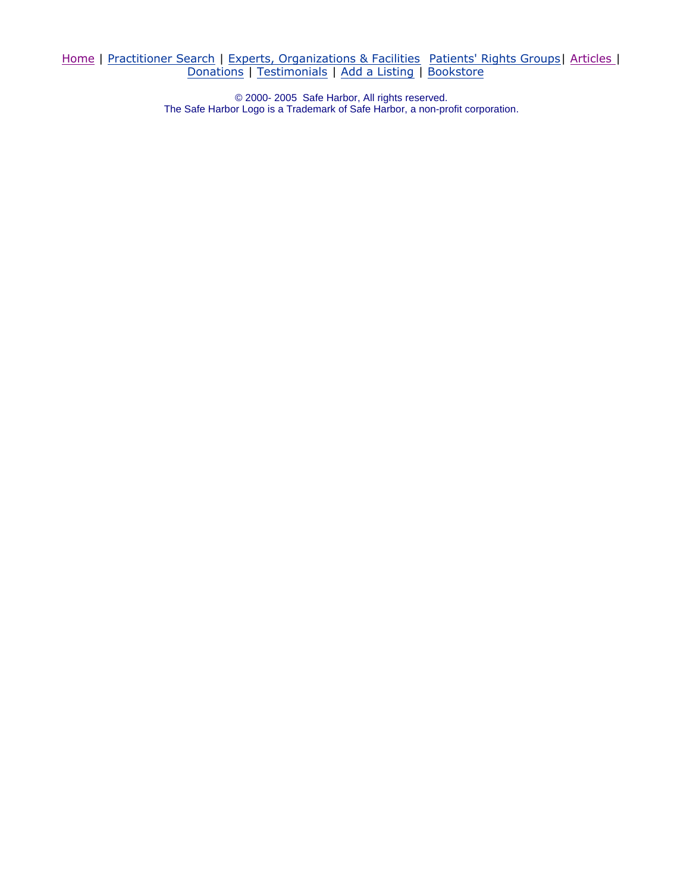Home | Practitioner Search | Experts, Organizations & Facilities Patients' Rights Groups| Articles | Donations | Testimonials | Add a Listing | Bookstore

© 2000- 2005 Safe Harbor, All rights reserved.
The Safe Harbor Logo is a Trademark of Safe Harbor, a non-profit corporation.